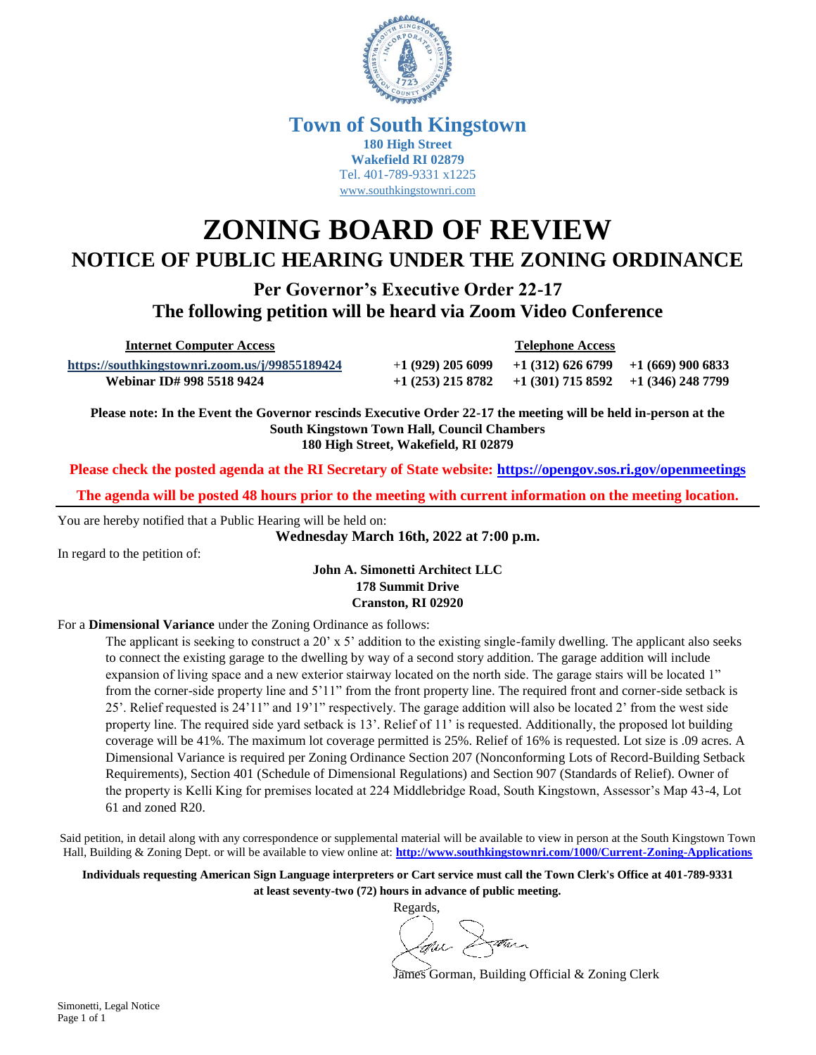**Town of South Kingstown**
**180 High Street**
**Wakefield RI 02879**
Tel. 401-789-9331 x1225
www.southkingstownri.com

# ZONING BOARD OF REVIEW

## NOTICE OF PUBLIC HEARING UNDER THE ZONING ORDINANCE

### Per Governor's Executive Order 22-17
### The following petition will be heard via Zoom Video Conference

| Internet Computer Access | Telephone Access | | |
|---|---|---|---|
| https://southkingstownri.zoom.us/j/99855189424 | +1 (929) 205 6099 | +1 (312) 626 6799 | +1 (669) 900 6833 |
| Webinar ID# 998 5518 9424 | +1 (253) 215 8782 | +1 (301) 715 8592 | +1 (346) 248 7799 |

**Please note: In the Event the Governor rescinds Executive Order 22-17 the meeting will be held in-person at the South Kingstown Town Hall, Council Chambers 180 High Street, Wakefield, RI 02879**

**Please check the posted agenda at the RI Secretary of State website: https://opengov.sos.ri.gov/openmeetings**

**The agenda will be posted 48 hours prior to the meeting with current information on the meeting location.**

---

You are hereby notified that a Public Hearing will be held on:

**Wednesday March 16th, 2022 at 7:00 p.m.**

In regard to the petition of:

**John A. Simonetti Architect LLC**
**178 Summit Drive**
**Cranston, RI 02920**

For a **Dimensional Variance** under the Zoning Ordinance as follows:

The applicant is seeking to construct a 20' x 5' addition to the existing single-family dwelling. The applicant also seeks to connect the existing garage to the dwelling by way of a second story addition. The garage addition will include expansion of living space and a new exterior stairway located on the north side. The garage stairs will be located 1" from the corner-side property line and 5'11" from the front property line. The required front and corner-side setback is 25'. Relief requested is 24'11" and 19'1" respectively. The garage addition will also be located 2' from the west side property line. The required side yard setback is 13'. Relief of 11' is requested. Additionally, the proposed lot building coverage will be 41%. The maximum lot coverage permitted is 25%. Relief of 16% is requested. Lot size is .09 acres. A Dimensional Variance is required per Zoning Ordinance Section 207 (Nonconforming Lots of Record-Building Setback Requirements), Section 401 (Schedule of Dimensional Regulations) and Section 907 (Standards of Relief). Owner of the property is Kelli King for premises located at 224 Middlebridge Road, South Kingstown, Assessor's Map 43-4, Lot 61 and zoned R20.

Said petition, in detail along with any correspondence or supplemental material will be available to view in person at the South Kingstown Town Hall, Building & Zoning Dept. or will be available to view online at: **http://www.southkingstownri.com/1000/Current-Zoning-Applications**

**Individuals requesting American Sign Language interpreters or Cart service must call the Town Clerk's Office at 401-789-9331 at least seventy-two (72) hours in advance of public meeting.**

Regards,

James Gorman, Building Official & Zoning Clerk

Simonetti, Legal Notice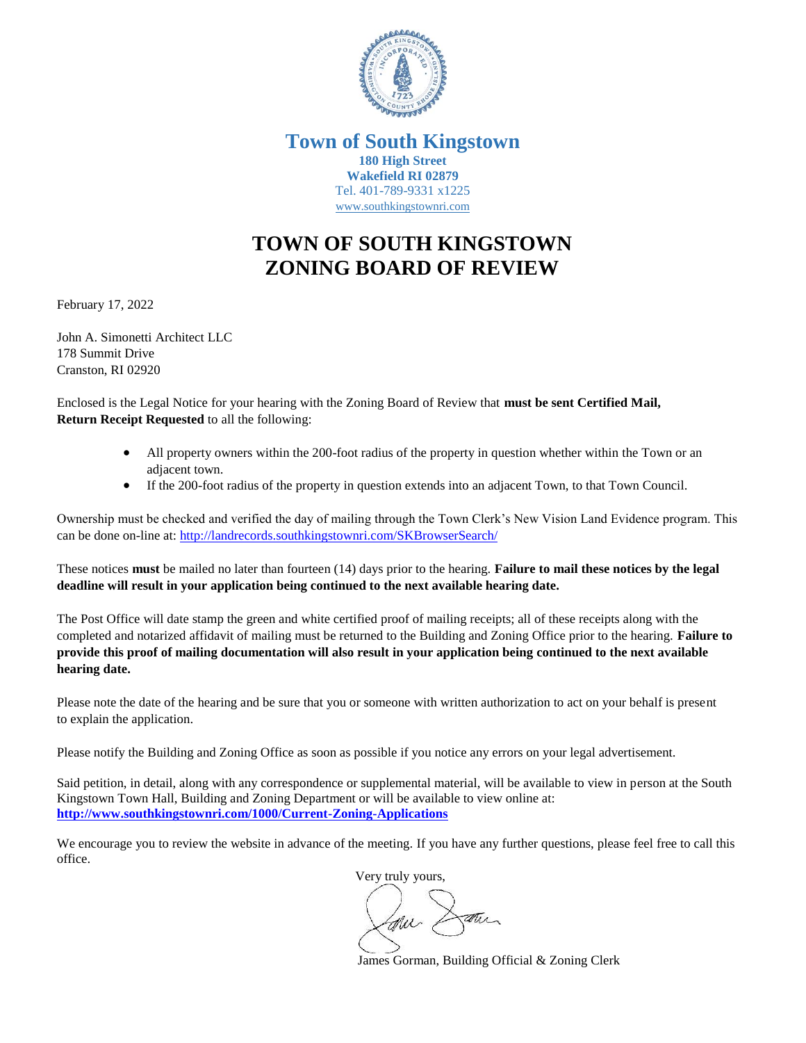# Town of South Kingstown

**180 High Street**
**Wakefield RI 02879**
Tel. 401-789-9331 x1225
www.southkingstownri.com

# TOWN OF SOUTH KINGSTOWN ZONING BOARD OF REVIEW

February 17, 2022

John A. Simonetti Architect LLC
178 Summit Drive
Cranston, RI 02920

Enclosed is the Legal Notice for your hearing with the Zoning Board of Review that **must be sent Certified Mail, Return Receipt Requested** to all the following:

- All property owners within the 200-foot radius of the property in question whether within the Town or an adjacent town.
- If the 200-foot radius of the property in question extends into an adjacent Town, to that Town Council.

Ownership must be checked and verified the day of mailing through the Town Clerk's New Vision Land Evidence program. This can be done on-line at: http://landrecords.southkingstownri.com/SKBrowserSearch/

These notices **must** be mailed no later than fourteen (14) days prior to the hearing. **Failure to mail these notices by the legal deadline will result in your application being continued to the next available hearing date.**

The Post Office will date stamp the green and white certified proof of mailing receipts; all of these receipts along with the completed and notarized affidavit of mailing must be returned to the Building and Zoning Office prior to the hearing. **Failure to provide this proof of mailing documentation will also result in your application being continued to the next available hearing date.**

Please note the date of the hearing and be sure that you or someone with written authorization to act on your behalf is present to explain the application.

Please notify the Building and Zoning Office as soon as possible if you notice any errors on your legal advertisement.

Said petition, in detail, along with any correspondence or supplemental material, will be available to view in person at the South Kingstown Town Hall, Building and Zoning Department or will be available to view online at: **http://www.southkingstownri.com/1000/Current-Zoning-Applications**

We encourage you to review the website in advance of the meeting. If you have any further questions, please feel free to call this office.

Very truly yours,

James Gorman, Building Official & Zoning Clerk